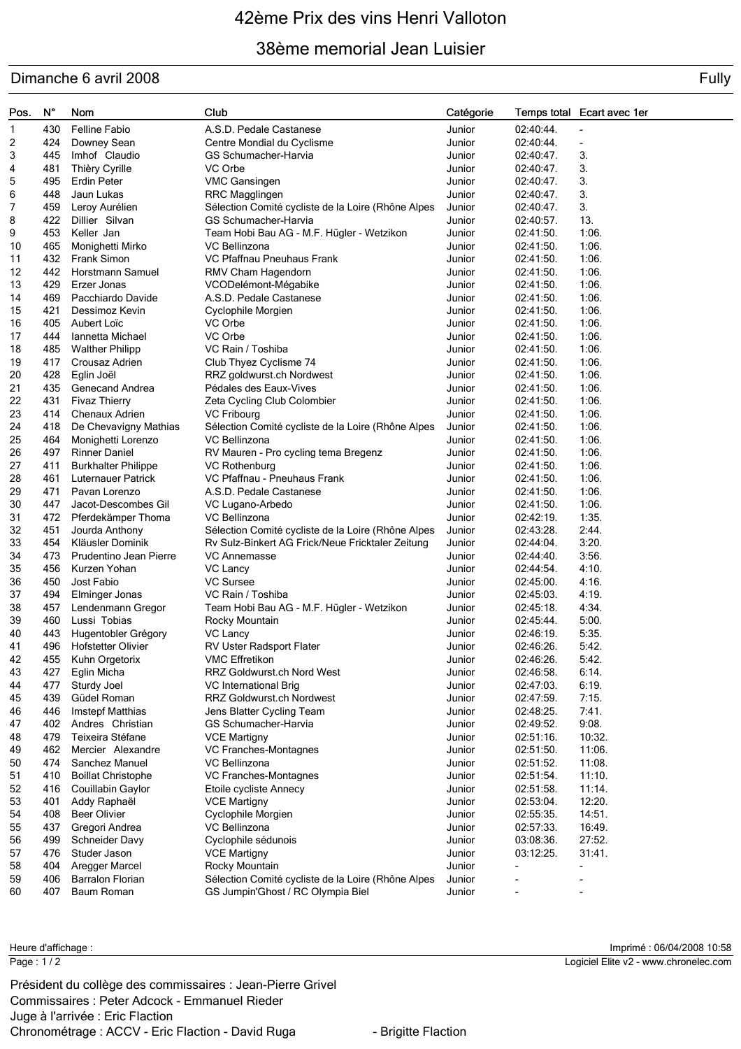# 42ème Prix des vins Henri Valloton

## 38ème memorial Jean Luisier

Dimanche 6 avril 2008 — Fully

| Pos. | N° | Nom | Club | Catégorie | Temps total | Ecart avec 1er |
|---|---|---|---|---|---|---|
| 1 | 430 | Felline Fabio | A.S.D. Pedale Castanese | Junior | 02:40:44. | - |
| 2 | 424 | Downey Sean | Centre Mondial du Cyclisme | Junior | 02:40:44. | - |
| 3 | 445 | Imhof Claudio | GS Schumacher-Harvia | Junior | 02:40:47. | 3. |
| 4 | 481 | Thièry Cyrille | VC Orbe | Junior | 02:40:47. | 3. |
| 5 | 495 | Erdin Peter | VMC Gansingen | Junior | 02:40:47. | 3. |
| 6 | 448 | Jaun Lukas | RRC Magglingen | Junior | 02:40:47. | 3. |
| 7 | 459 | Leroy Aurélien | Sélection Comité cycliste de la Loire (Rhône Alpes | Junior | 02:40:47. | 3. |
| 8 | 422 | Dillier Silvan | GS Schumacher-Harvia | Junior | 02:40:57. | 13. |
| 9 | 453 | Keller Jan | Team Hobi Bau AG - M.F. Hügler - Wetzikon | Junior | 02:41:50. | 1:06. |
| 10 | 465 | Monighetti Mirko | VC Bellinzona | Junior | 02:41:50. | 1:06. |
| 11 | 432 | Frank Simon | VC Pfaffnau Pneuhaus Frank | Junior | 02:41:50. | 1:06. |
| 12 | 442 | Horstmann Samuel | RMV Cham Hagendorn | Junior | 02:41:50. | 1:06. |
| 13 | 429 | Erzer Jonas | VCODelémont-Mégabike | Junior | 02:41:50. | 1:06. |
| 14 | 469 | Pacchiardo Davide | A.S.D. Pedale Castanese | Junior | 02:41:50. | 1:06. |
| 15 | 421 | Dessimoz Kevin | Cyclophile Morgien | Junior | 02:41:50. | 1:06. |
| 16 | 405 | Aubert Loïc | VC Orbe | Junior | 02:41:50. | 1:06. |
| 17 | 444 | Iannetta Michael | VC Orbe | Junior | 02:41:50. | 1:06. |
| 18 | 485 | Walther Philipp | VC Rain / Toshiba | Junior | 02:41:50. | 1:06. |
| 19 | 417 | Crousaz Adrien | Club Thyez Cyclisme 74 | Junior | 02:41:50. | 1:06. |
| 20 | 428 | Eglin Joël | RRZ goldwurst.ch Nordwest | Junior | 02:41:50. | 1:06. |
| 21 | 435 | Genecand Andrea | Pédales des Eaux-Vives | Junior | 02:41:50. | 1:06. |
| 22 | 431 | Fivaz Thierry | Zeta Cycling Club Colombier | Junior | 02:41:50. | 1:06. |
| 23 | 414 | Chenaux Adrien | VC Fribourg | Junior | 02:41:50. | 1:06. |
| 24 | 418 | De Chevavigny Mathias | Sélection Comité cycliste de la Loire (Rhône Alpes | Junior | 02:41:50. | 1:06. |
| 25 | 464 | Monighetti Lorenzo | VC Bellinzona | Junior | 02:41:50. | 1:06. |
| 26 | 497 | Rinner Daniel | RV Mauren - Pro cycling tema Bregenz | Junior | 02:41:50. | 1:06. |
| 27 | 411 | Burkhalter Philippe | VC Rothenburg | Junior | 02:41:50. | 1:06. |
| 28 | 461 | Luternauer Patrick | VC Pfaffnau - Pneuhaus Frank | Junior | 02:41:50. | 1:06. |
| 29 | 471 | Pavan Lorenzo | A.S.D. Pedale Castanese | Junior | 02:41:50. | 1:06. |
| 30 | 447 | Jacot-Descombes Gil | VC Lugano-Arbedo | Junior | 02:41:50. | 1:06. |
| 31 | 472 | Pferdekämper Thoma | VC Bellinzona | Junior | 02:42:19. | 1:35. |
| 32 | 451 | Jourda Anthony | Sélection Comité cycliste de la Loire (Rhône Alpes | Junior | 02:43:28. | 2:44. |
| 33 | 454 | Kläusler Dominik | Rv Sulz-Binkert AG Frick/Neue Fricktaler Zeitung | Junior | 02:44:04. | 3:20. |
| 34 | 473 | Prudentino Jean Pierre | VC Annemasse | Junior | 02:44:40. | 3:56. |
| 35 | 456 | Kurzen Yohan | VC Lancy | Junior | 02:44:54. | 4:10. |
| 36 | 450 | Jost Fabio | VC Sursee | Junior | 02:45:00. | 4:16. |
| 37 | 494 | Elminger Jonas | VC Rain / Toshiba | Junior | 02:45:03. | 4:19. |
| 38 | 457 | Lendenmann Gregor | Team Hobi Bau AG - M.F. Hügler - Wetzikon | Junior | 02:45:18. | 4:34. |
| 39 | 460 | Lussi Tobias | Rocky Mountain | Junior | 02:45:44. | 5:00. |
| 40 | 443 | Hugentobler Grégory | VC Lancy | Junior | 02:46:19. | 5:35. |
| 41 | 496 | Hofstetter Olivier | RV Uster Radsport Flater | Junior | 02:46:26. | 5:42. |
| 42 | 455 | Kuhn Orgetorix | VMC Effretikon | Junior | 02:46:26. | 5:42. |
| 43 | 427 | Eglin Micha | RRZ Goldwurst.ch Nord West | Junior | 02:46:58. | 6:14. |
| 44 | 477 | Sturdy Joel | VC International Brig | Junior | 02:47:03. | 6:19. |
| 45 | 439 | Güdel Roman | RRZ Goldwurst.ch Nordwest | Junior | 02:47:59. | 7:15. |
| 46 | 446 | Imstepf Matthias | Jens Blatter Cycling Team | Junior | 02:48:25. | 7:41. |
| 47 | 402 | Andres Christian | GS Schumacher-Harvia | Junior | 02:49:52. | 9:08. |
| 48 | 479 | Teixeira Stéfane | VCE Martigny | Junior | 02:51:16. | 10:32. |
| 49 | 462 | Mercier Alexandre | VC Franches-Montagnes | Junior | 02:51:50. | 11:06. |
| 50 | 474 | Sanchez Manuel | VC Bellinzona | Junior | 02:51:52. | 11:08. |
| 51 | 410 | Boillat Christophe | VC Franches-Montagnes | Junior | 02:51:54. | 11:10. |
| 52 | 416 | Couillabin Gaylor | Etoile cycliste Annecy | Junior | 02:51:58. | 11:14. |
| 53 | 401 | Addy Raphaël | VCE Martigny | Junior | 02:53:04. | 12:20. |
| 54 | 408 | Beer Olivier | Cyclophile Morgien | Junior | 02:55:35. | 14:51. |
| 55 | 437 | Gregori Andrea | VC Bellinzona | Junior | 02:57:33. | 16:49. |
| 56 | 499 | Schneider Davy | Cyclophile sédunois | Junior | 03:08:36. | 27:52. |
| 57 | 476 | Studer Jason | VCE Martigny | Junior | 03:12:25. | 31:41. |
| 58 | 404 | Aregger Marcel | Rocky Mountain | Junior | - | - |
| 59 | 406 | Barralon Florian | Sélection Comité cycliste de la Loire (Rhône Alpes | Junior | - | - |
| 60 | 407 | Baum Roman | GS Jumpin'Ghost / RC Olympia Biel | Junior | - | - |

Heure d'affichage :

Imprimé : 06/04/2008 10:58

Logiciel Elite v2 - www.chronelec.com

Président du collège des commissaires : Jean-Pierre Grivel

Commissaires : Peter Adcock - Emmanuel Rieder

Juge à l'arrivée : Eric Flaction

Chronométrage : ACCV - Eric Flaction - David Ruga - Brigitte Flaction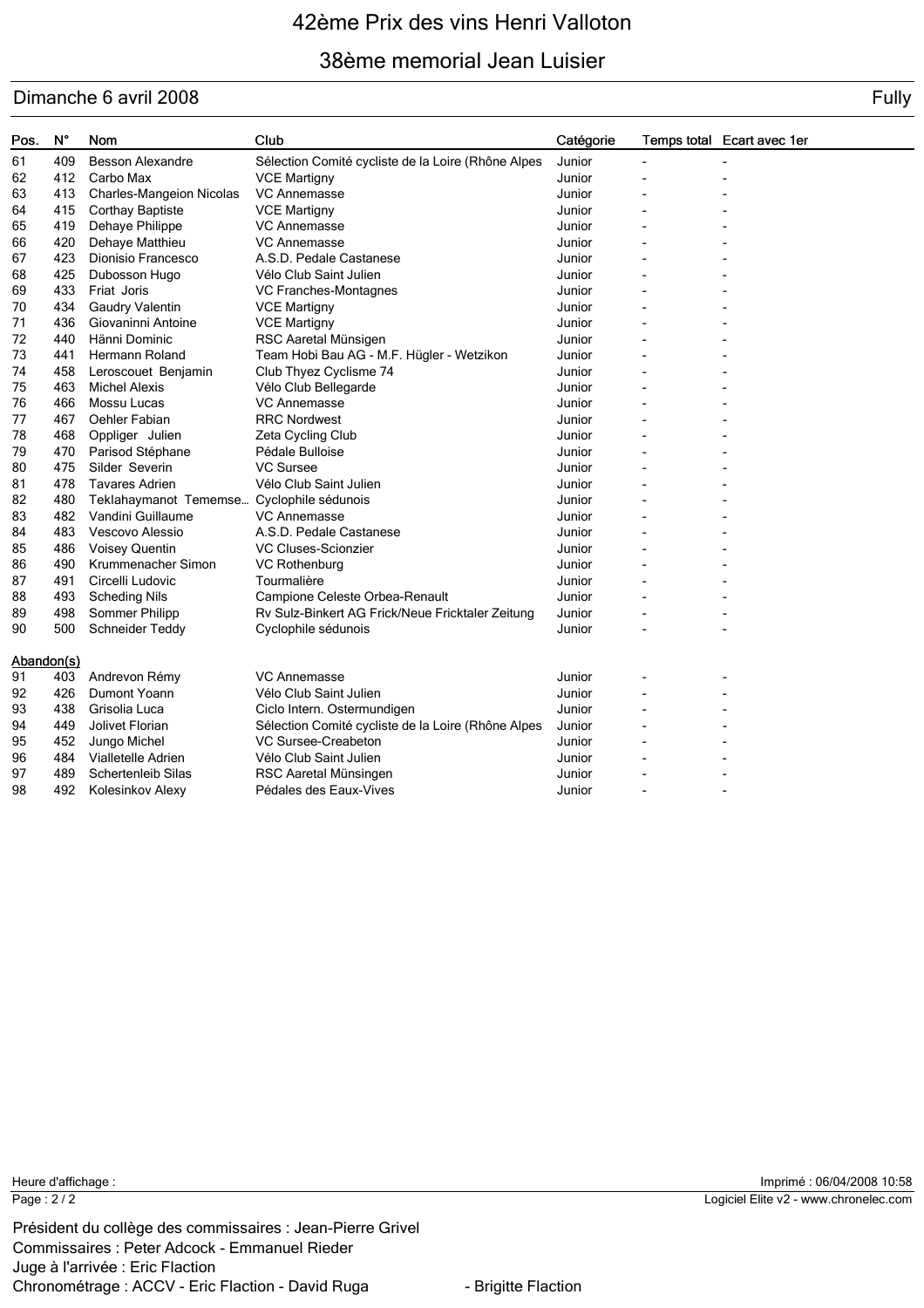# 42ème Prix des vins Henri Valloton

## 38ème memorial Jean Luisier

Dimanche 6 avril 2008 — Fully

| Pos. | N° | Nom | Club | Catégorie | Temps total | Ecart avec 1er |
|---|---|---|---|---|---|---|
| 61 | 409 | Besson Alexandre | Sélection Comité cycliste de la Loire (Rhône Alpes | Junior | - | - |
| 62 | 412 | Carbo Max | VCE Martigny | Junior | - | - |
| 63 | 413 | Charles-Mangeion Nicolas | VC Annemasse | Junior | - | - |
| 64 | 415 | Corthay Baptiste | VCE Martigny | Junior | - | - |
| 65 | 419 | Dehaye Philippe | VC Annemasse | Junior | - | - |
| 66 | 420 | Dehaye Matthieu | VC Annemasse | Junior | - | - |
| 67 | 423 | Dionisio Francesco | A.S.D. Pedale Castanese | Junior | - | - |
| 68 | 425 | Dubosson Hugo | Vélo Club Saint Julien | Junior | - | - |
| 69 | 433 | Friat Joris | VC Franches-Montagnes | Junior | - | - |
| 70 | 434 | Gaudry Valentin | VCE Martigny | Junior | - | - |
| 71 | 436 | Giovaninni Antoine | VCE Martigny | Junior | - | - |
| 72 | 440 | Hänni Dominic | RSC Aaretal Münsigen | Junior | - | - |
| 73 | 441 | Hermann Roland | Team Hobi Bau AG - M.F. Hügler - Wetzikon | Junior | - | - |
| 74 | 458 | Leroscouet Benjamin | Club Thyez Cyclisme 74 | Junior | - | - |
| 75 | 463 | Michel Alexis | Vélo Club Bellegarde | Junior | - | - |
| 76 | 466 | Mossu Lucas | VC Annemasse | Junior | - | - |
| 77 | 467 | Oehler Fabian | RRC Nordwest | Junior | - | - |
| 78 | 468 | Oppliger Julien | Zeta Cycling Club | Junior | - | - |
| 79 | 470 | Parisod Stéphane | Pédale Bulloise | Junior | - | - |
| 80 | 475 | Silder Severin | VC Sursee | Junior | - | - |
| 81 | 478 | Tavares Adrien | Vélo Club Saint Julien | Junior | - | - |
| 82 | 480 | Teklahaymanot Tememse… | Cyclophile sédunois | Junior | - | - |
| 83 | 482 | Vandini Guillaume | VC Annemasse | Junior | - | - |
| 84 | 483 | Vescovo Alessio | A.S.D. Pedale Castanese | Junior | - | - |
| 85 | 486 | Voisey Quentin | VC Cluses-Scionzier | Junior | - | - |
| 86 | 490 | Krummenacher Simon | VC Rothenburg | Junior | - | - |
| 87 | 491 | Circelli Ludovic | Tourmalière | Junior | - | - |
| 88 | 493 | Scheding Nils | Campione Celeste Orbea-Renault | Junior | - | - |
| 89 | 498 | Sommer Philipp | Rv Sulz-Binkert AG Frick/Neue Fricktaler Zeitung | Junior | - | - |
| 90 | 500 | Schneider Teddy | Cyclophile sédunois | Junior | - | - |
| **Abandon(s)** | | | | | | |
| 91 | 403 | Andrevon Rémy | VC Annemasse | Junior | - | - |
| 92 | 426 | Dumont Yoann | Vélo Club Saint Julien | Junior | - | - |
| 93 | 438 | Grisolia Luca | Ciclo Intern. Ostermundigen | Junior | - | - |
| 94 | 449 | Jolivet Florian | Sélection Comité cycliste de la Loire (Rhône Alpes | Junior | - | - |
| 95 | 452 | Jungo Michel | VC Sursee-Creabeton | Junior | - | - |
| 96 | 484 | Vialletelle Adrien | Vélo Club Saint Julien | Junior | - | - |
| 97 | 489 | Schertenleib Silas | RSC Aaretal Münsingen | Junior | - | - |
| 98 | 492 | Kolesinkov Alexy | Pédales des Eaux-Vives | Junior | - | - |

Heure d'affichage :

Imprimé : 06/04/2008 10:58

Logiciel Elite v2 - www.chronelec.com

Président du collège des commissaires : Jean-Pierre Grivel
Commissaires : Peter Adcock - Emmanuel Rieder
Juge à l'arrivée : Eric Flaction
Chronométrage : ACCV - Eric Flaction - David Ruga - Brigitte Flaction